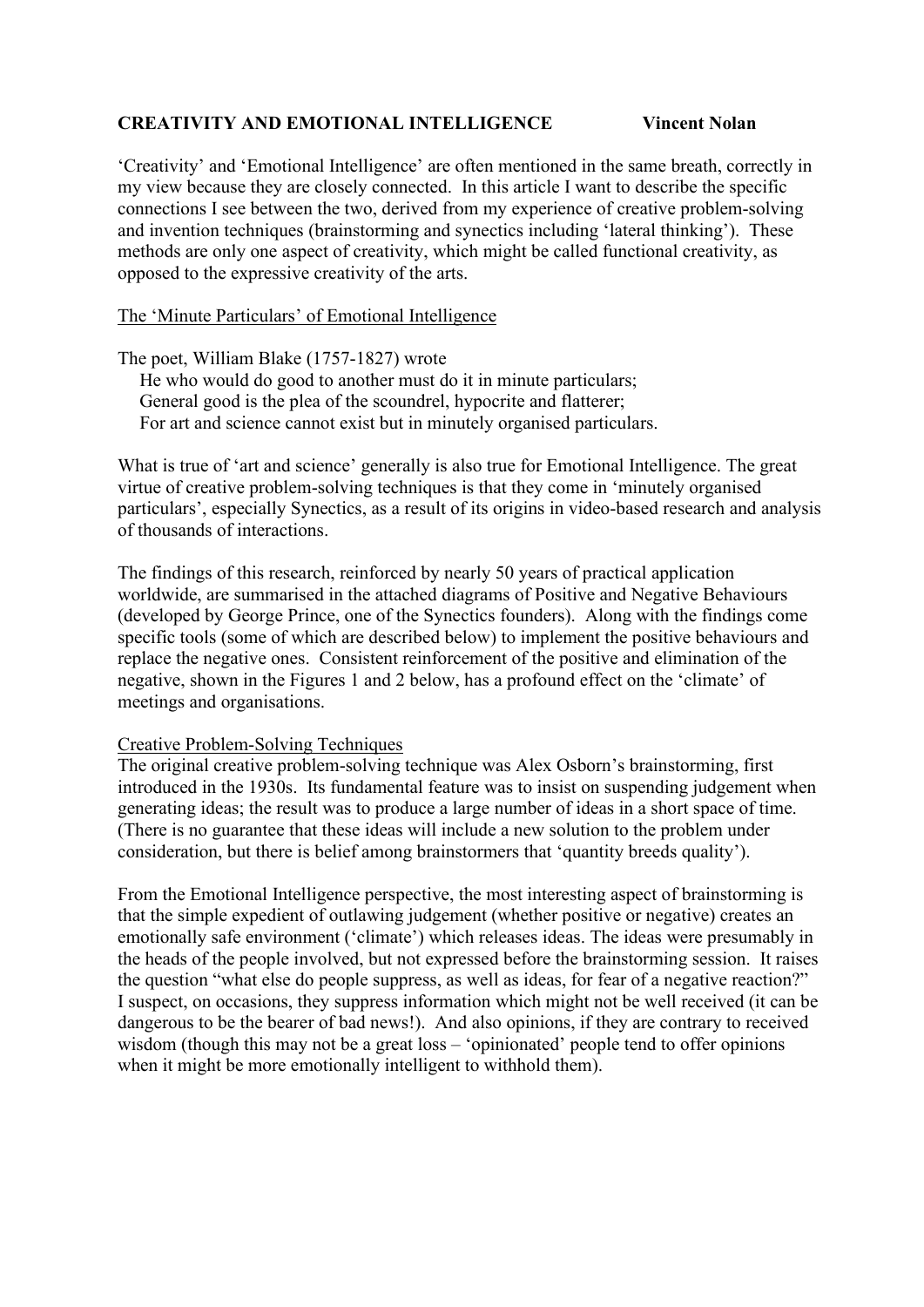**CREATIVITY AND EMOTIONAL INTELLIGENCE** **Vincent Nolan**

'Creativity' and 'Emotional Intelligence' are often mentioned in the same breath, correctly in my view because they are closely connected. In this article I want to describe the specific connections I see between the two, derived from my experience of creative problem-solving and invention techniques (brainstorming and synectics including 'lateral thinking'). These methods are only one aspect of creativity, which might be called functional creativity, as opposed to the expressive creativity of the arts.

## The 'Minute Particulars' of Emotional Intelligence

The poet, William Blake (1757-1827) wrote

> He who would do good to another must do it in minute particulars;
> General good is the plea of the scoundrel, hypocrite and flatterer;
> For art and science cannot exist but in minutely organised particulars.

What is true of 'art and science' generally is also true for Emotional Intelligence. The great virtue of creative problem-solving techniques is that they come in 'minutely organised particulars', especially Synectics, as a result of its origins in video-based research and analysis of thousands of interactions.

The findings of this research, reinforced by nearly 50 years of practical application worldwide, are summarised in the attached diagrams of Positive and Negative Behaviours (developed by George Prince, one of the Synectics founders). Along with the findings come specific tools (some of which are described below) to implement the positive behaviours and replace the negative ones. Consistent reinforcement of the positive and elimination of the negative, shown in the Figures 1 and 2 below, has a profound effect on the 'climate' of meetings and organisations.

## Creative Problem-Solving Techniques

The original creative problem-solving technique was Alex Osborn's brainstorming, first introduced in the 1930s. Its fundamental feature was to insist on suspending judgement when generating ideas; the result was to produce a large number of ideas in a short space of time. (There is no guarantee that these ideas will include a new solution to the problem under consideration, but there is belief among brainstormers that 'quantity breeds quality').

From the Emotional Intelligence perspective, the most interesting aspect of brainstorming is that the simple expedient of outlawing judgement (whether positive or negative) creates an emotionally safe environment ('climate') which releases ideas. The ideas were presumably in the heads of the people involved, but not expressed before the brainstorming session. It raises the question "what else do people suppress, as well as ideas, for fear of a negative reaction?" I suspect, on occasions, they suppress information which might not be well received (it can be dangerous to be the bearer of bad news!). And also opinions, if they are contrary to received wisdom (though this may not be a great loss – 'opinionated' people tend to offer opinions when it might be more emotionally intelligent to withhold them).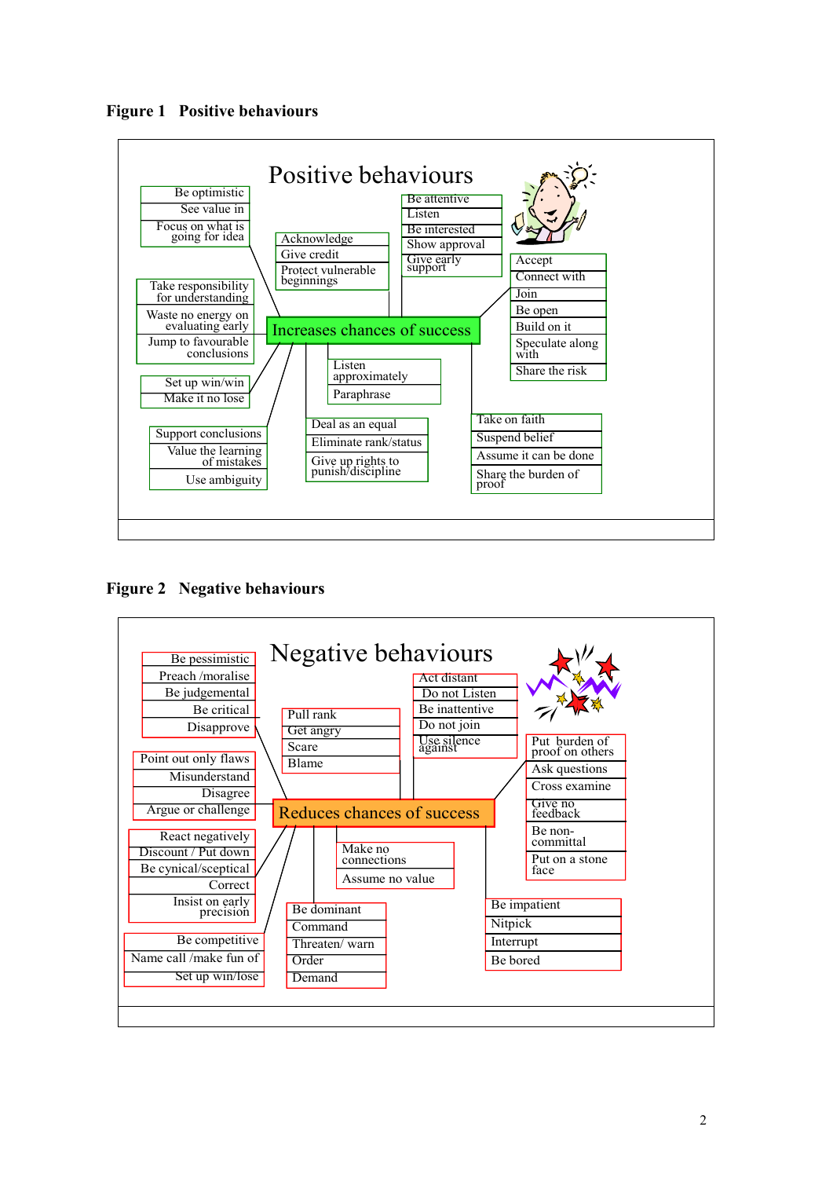**Figure 1 Positive behaviours**

# Positive behaviours

**Increases chances of success**

- Be optimistic
- See value in
- Focus on what is going for idea

- Take responsibility for understanding
- Waste no energy on evaluating early
- Jump to favourable conclusions

- Set up win/win
- Make it no lose

- Support conclusions
- Value the learning of mistakes
- Use ambiguity

- Acknowledge
- Give credit
- Protect vulnerable beginnings

- Be attentive
- Listen
- Be interested
- Show approval
- Give early support

- Accept
- Connect with
- Join
- Be open
- Build on it
- Speculate along with
- Share the risk

- Listen approximately
- Paraphrase

- Deal as an equal
- Eliminate rank/status
- Give up rights to punish/discipline

- Take on faith
- Suspend belief
- Assume it can be done
- Share the burden of proof

**Figure 2 Negative behaviours**

# Negative behaviours

**Reduces chances of success**

- Be pessimistic
- Preach /moralise
- Be judgemental
- Be critical
- Disapprove

- Point out only flaws
- Misunderstand
- Disagree
- Argue or challenge

- React negatively
- Discount / Put down
- Be cynical/sceptical
- Correct
- Insist on early precision

- Be competitive
- Name call /make fun of
- Set up win/lose

- Pull rank
- Get angry
- Scare
- Blame

- Act distant
- Do not Listen
- Be inattentive
- Do not join
- Use silence against

- Put burden of proof on others
- Ask questions
- Cross examine
- Give no feedback
- Be non-committal
- Put on a stone face

- Make no connections
- Assume no value

- Be dominant
- Command
- Threaten/ warn
- Order
- Demand

- Be impatient
- Nitpick
- Interrupt
- Be bored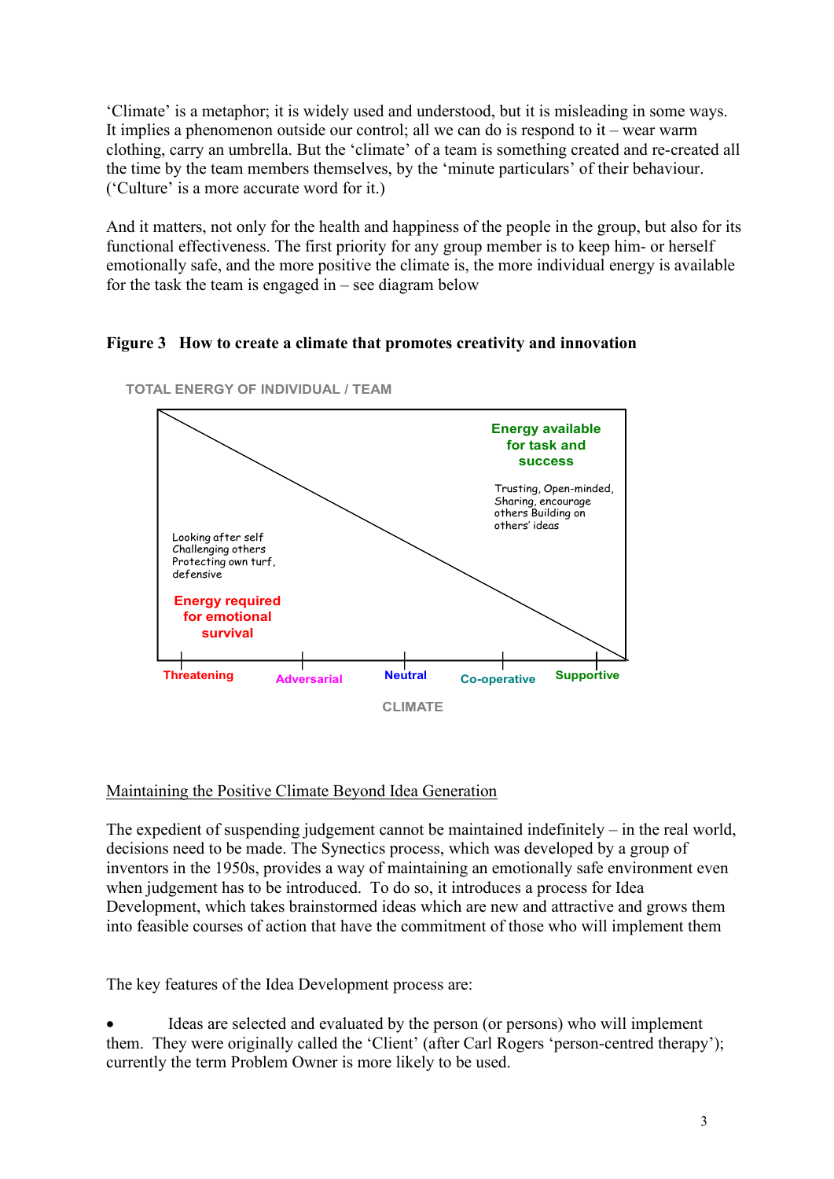'Climate' is a metaphor; it is widely used and understood, but it is misleading in some ways. It implies a phenomenon outside our control; all we can do is respond to it – wear warm clothing, carry an umbrella. But the 'climate' of a team is something created and re-created all the time by the team members themselves, by the 'minute particulars' of their behaviour. ('Culture' is a more accurate word for it.)

And it matters, not only for the health and happiness of the people in the group, but also for its functional effectiveness. The first priority for any group member is to keep him- or herself emotionally safe, and the more positive the climate is, the more individual energy is available for the task the team is engaged in – see diagram below

**Figure 3 How to create a climate that promotes creativity and innovation**

TOTAL ENERGY OF INDIVIDUAL / TEAM

Energy available for task and success

Trusting, Open-minded, Sharing, encourage others Building on others' ideas

Looking after self Challenging others Protecting own turf, defensive

Energy required for emotional survival

Threatening | Adversarial | Neutral | Co-operative | Supportive

CLIMATE

<u>Maintaining the Positive Climate Beyond Idea Generation</u>

The expedient of suspending judgement cannot be maintained indefinitely – in the real world, decisions need to be made. The Synectics process, which was developed by a group of inventors in the 1950s, provides a way of maintaining an emotionally safe environment even when judgement has to be introduced. To do so, it introduces a process for Idea Development, which takes brainstormed ideas which are new and attractive and grows them into feasible courses of action that have the commitment of those who will implement them

The key features of the Idea Development process are:

- Ideas are selected and evaluated by the person (or persons) who will implement them. They were originally called the 'Client' (after Carl Rogers 'person-centred therapy'); currently the term Problem Owner is more likely to be used.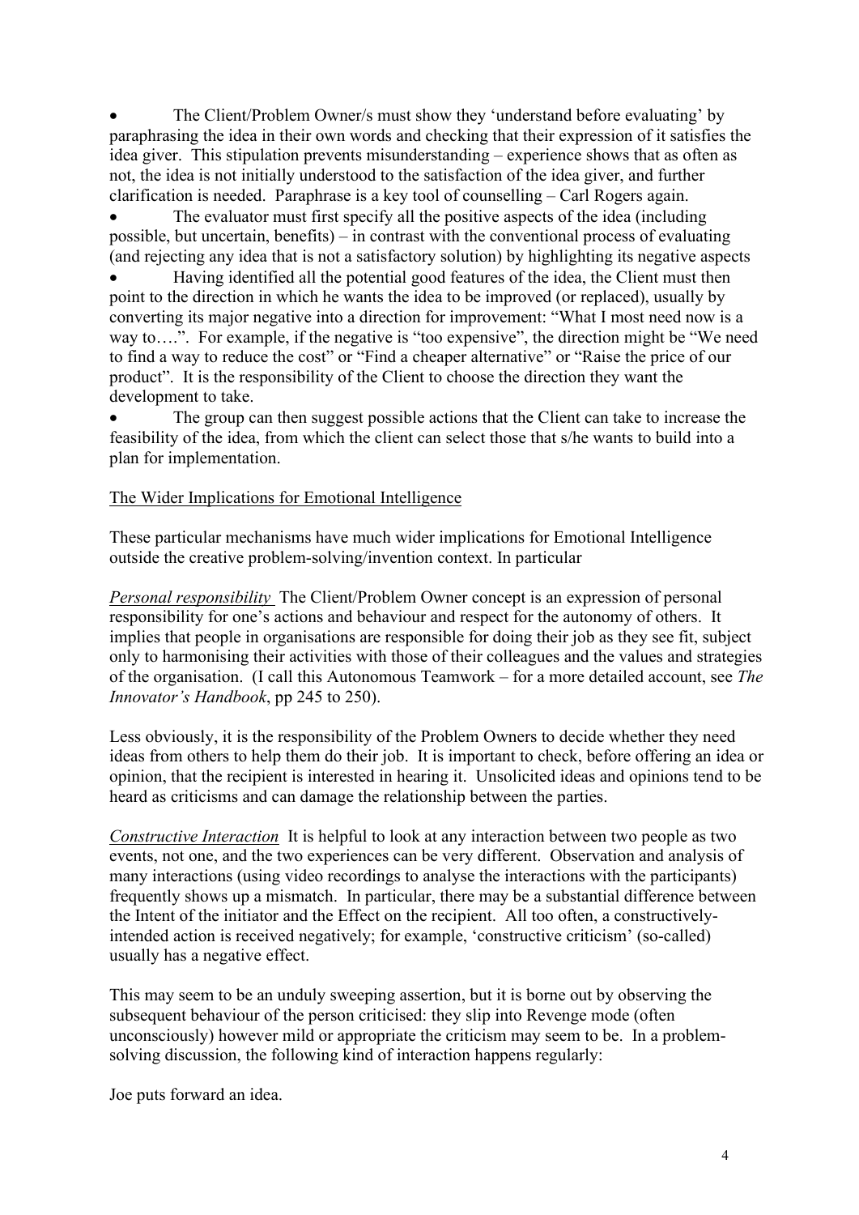- The Client/Problem Owner/s must show they 'understand before evaluating' by paraphrasing the idea in their own words and checking that their expression of it satisfies the idea giver. This stipulation prevents misunderstanding – experience shows that as often as not, the idea is not initially understood to the satisfaction of the idea giver, and further clarification is needed. Paraphrase is a key tool of counselling – Carl Rogers again.
- The evaluator must first specify all the positive aspects of the idea (including possible, but uncertain, benefits) – in contrast with the conventional process of evaluating (and rejecting any idea that is not a satisfactory solution) by highlighting its negative aspects
- Having identified all the potential good features of the idea, the Client must then point to the direction in which he wants the idea to be improved (or replaced), usually by converting its major negative into a direction for improvement: "What I most need now is a way to….". For example, if the negative is "too expensive", the direction might be "We need to find a way to reduce the cost" or "Find a cheaper alternative" or "Raise the price of our product". It is the responsibility of the Client to choose the direction they want the development to take.
- The group can then suggest possible actions that the Client can take to increase the feasibility of the idea, from which the client can select those that s/he wants to build into a plan for implementation.

## The Wider Implications for Emotional Intelligence

These particular mechanisms have much wider implications for Emotional Intelligence outside the creative problem-solving/invention context. In particular

***Personal responsibility*** The Client/Problem Owner concept is an expression of personal responsibility for one's actions and behaviour and respect for the autonomy of others. It implies that people in organisations are responsible for doing their job as they see fit, subject only to harmonising their activities with those of their colleagues and the values and strategies of the organisation. (I call this Autonomous Teamwork – for a more detailed account, see *The Innovator's Handbook*, pp 245 to 250).

Less obviously, it is the responsibility of the Problem Owners to decide whether they need ideas from others to help them do their job. It is important to check, before offering an idea or opinion, that the recipient is interested in hearing it. Unsolicited ideas and opinions tend to be heard as criticisms and can damage the relationship between the parties.

***Constructive Interaction*** It is helpful to look at any interaction between two people as two events, not one, and the two experiences can be very different. Observation and analysis of many interactions (using video recordings to analyse the interactions with the participants) frequently shows up a mismatch. In particular, there may be a substantial difference between the Intent of the initiator and the Effect on the recipient. All too often, a constructively-intended action is received negatively; for example, 'constructive criticism' (so-called) usually has a negative effect.

This may seem to be an unduly sweeping assertion, but it is borne out by observing the subsequent behaviour of the person criticised: they slip into Revenge mode (often unconsciously) however mild or appropriate the criticism may seem to be. In a problem-solving discussion, the following kind of interaction happens regularly:

Joe puts forward an idea.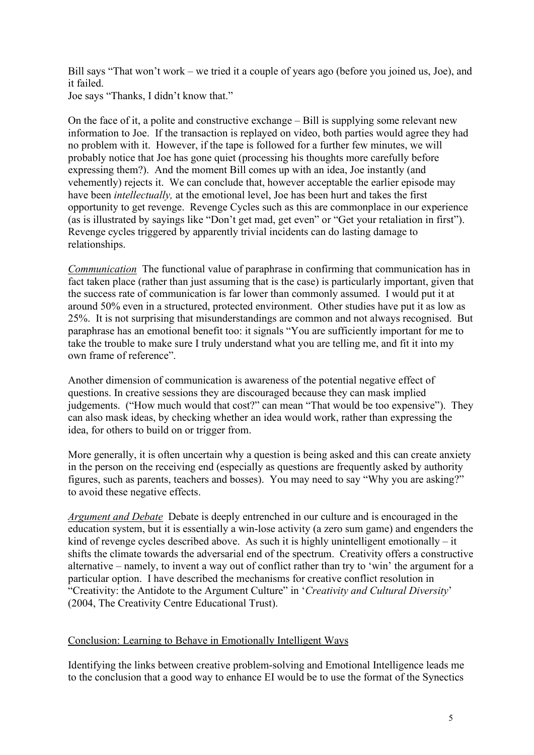Bill says "That won't work – we tried it a couple of years ago (before you joined us, Joe), and it failed.
Joe says "Thanks, I didn't know that."

On the face of it, a polite and constructive exchange – Bill is supplying some relevant new information to Joe. If the transaction is replayed on video, both parties would agree they had no problem with it. However, if the tape is followed for a further few minutes, we will probably notice that Joe has gone quiet (processing his thoughts more carefully before expressing them?). And the moment Bill comes up with an idea, Joe instantly (and vehemently) rejects it. We can conclude that, however acceptable the earlier episode may have been *intellectually,* at the emotional level, Joe has been hurt and takes the first opportunity to get revenge. Revenge Cycles such as this are commonplace in our experience (as is illustrated by sayings like "Don't get mad, get even" or "Get your retaliation in first"). Revenge cycles triggered by apparently trivial incidents can do lasting damage to relationships.

*Communication* The functional value of paraphrase in confirming that communication has in fact taken place (rather than just assuming that is the case) is particularly important, given that the success rate of communication is far lower than commonly assumed. I would put it at around 50% even in a structured, protected environment. Other studies have put it as low as 25%. It is not surprising that misunderstandings are common and not always recognised. But paraphrase has an emotional benefit too: it signals "You are sufficiently important for me to take the trouble to make sure I truly understand what you are telling me, and fit it into my own frame of reference".

Another dimension of communication is awareness of the potential negative effect of questions. In creative sessions they are discouraged because they can mask implied judgements. ("How much would that cost?" can mean "That would be too expensive"). They can also mask ideas, by checking whether an idea would work, rather than expressing the idea, for others to build on or trigger from.

More generally, it is often uncertain why a question is being asked and this can create anxiety in the person on the receiving end (especially as questions are frequently asked by authority figures, such as parents, teachers and bosses). You may need to say "Why you are asking?" to avoid these negative effects.

*Argument and Debate* Debate is deeply entrenched in our culture and is encouraged in the education system, but it is essentially a win-lose activity (a zero sum game) and engenders the kind of revenge cycles described above. As such it is highly unintelligent emotionally – it shifts the climate towards the adversarial end of the spectrum. Creativity offers a constructive alternative – namely, to invent a way out of conflict rather than try to 'win' the argument for a particular option. I have described the mechanisms for creative conflict resolution in "Creativity: the Antidote to the Argument Culture" in '*Creativity and Cultural Diversity*' (2004, The Creativity Centre Educational Trust).

## Conclusion: Learning to Behave in Emotionally Intelligent Ways

Identifying the links between creative problem-solving and Emotional Intelligence leads me to the conclusion that a good way to enhance EI would be to use the format of the Synectics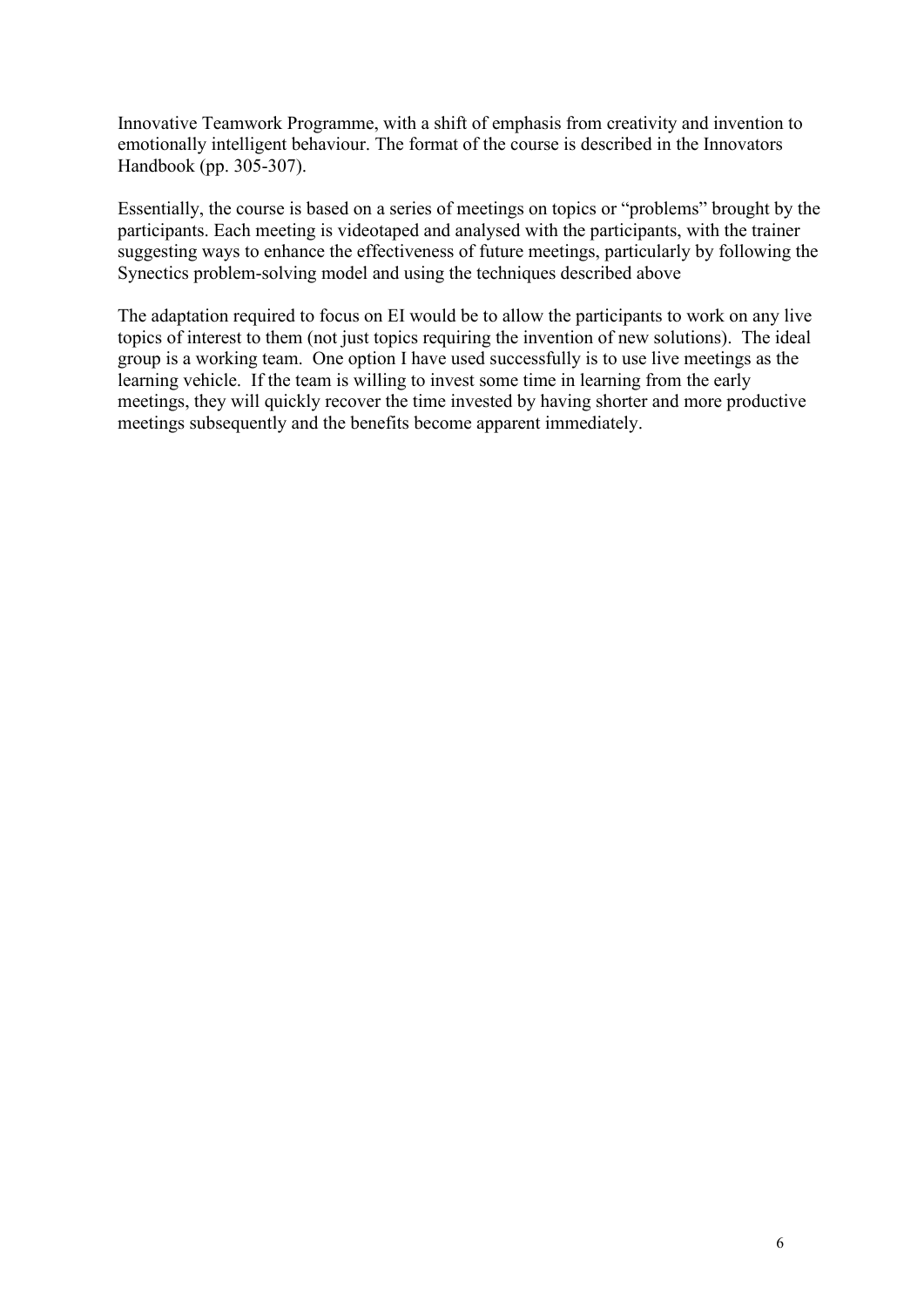Innovative Teamwork Programme, with a shift of emphasis from creativity and invention to emotionally intelligent behaviour. The format of the course is described in the Innovators Handbook (pp. 305-307).

Essentially, the course is based on a series of meetings on topics or "problems" brought by the participants. Each meeting is videotaped and analysed with the participants, with the trainer suggesting ways to enhance the effectiveness of future meetings, particularly by following the Synectics problem-solving model and using the techniques described above

The adaptation required to focus on EI would be to allow the participants to work on any live topics of interest to them (not just topics requiring the invention of new solutions). The ideal group is a working team. One option I have used successfully is to use live meetings as the learning vehicle. If the team is willing to invest some time in learning from the early meetings, they will quickly recover the time invested by having shorter and more productive meetings subsequently and the benefits become apparent immediately.